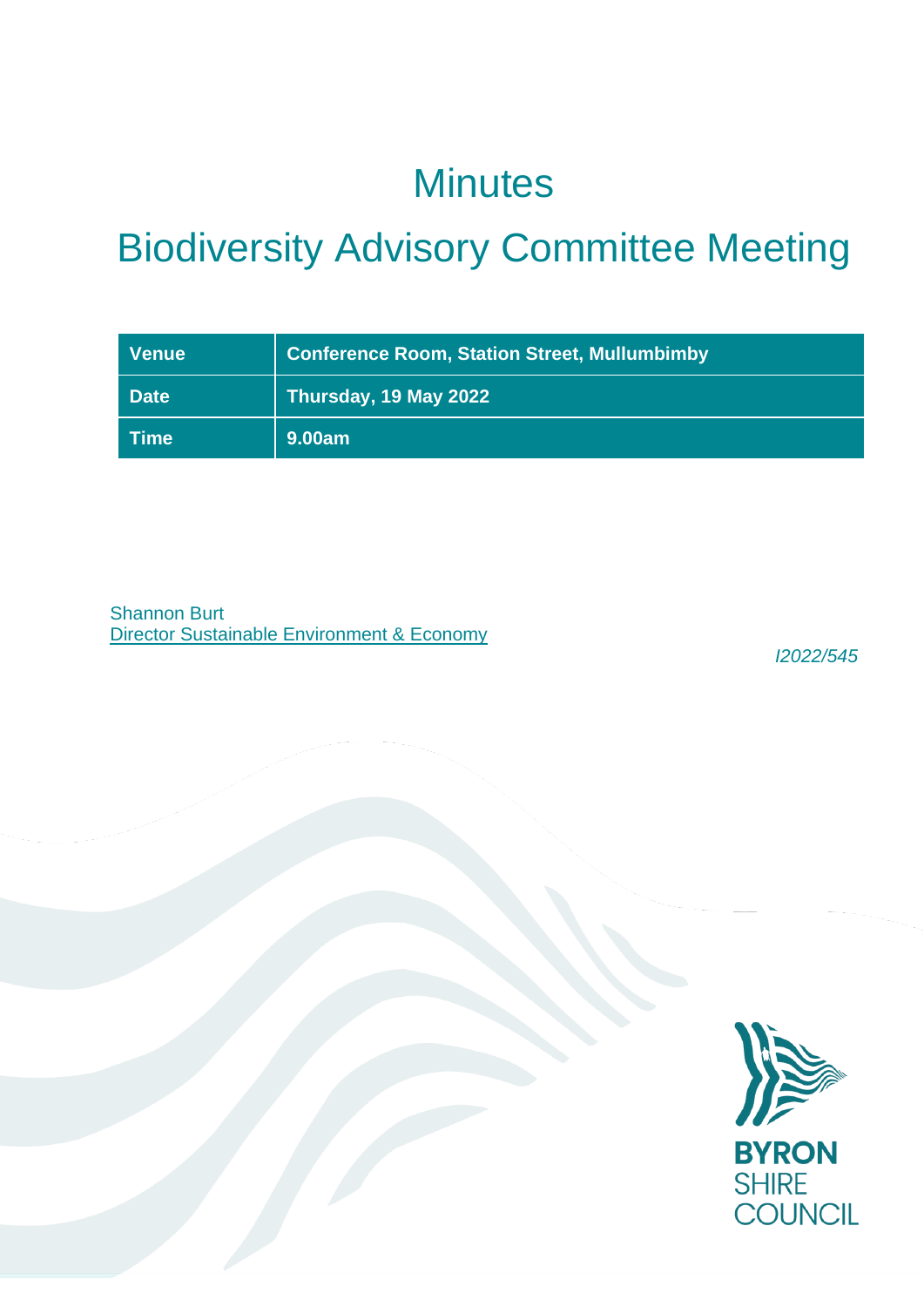# Minutes

# Biodiversity Advisory Committee Meeting

| Venue | Conference Room, Station Street, Mullumbimby |
| --- | --- |
| Date | Thursday, 19 May 2022 |
| Time | 9.00am |

Shannon Burt
Director Sustainable Environment & Economy

*I2022/545*

**BYRON**
SHIRE
COUNCIL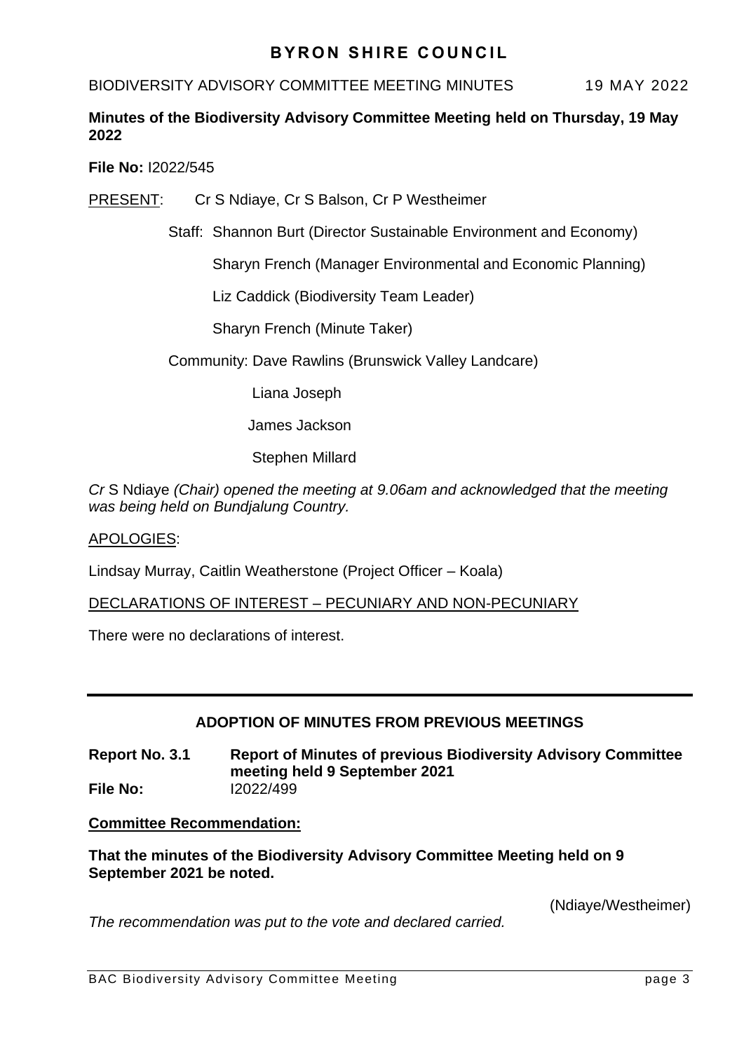# BYRON SHIRE COUNCIL

BIODIVERSITY ADVISORY COMMITTEE MEETING MINUTES 19 MAY 2022

**Minutes of the Biodiversity Advisory Committee Meeting held on Thursday, 19 May 2022**

**File No:** I2022/545

PRESENT: Cr S Ndiaye, Cr S Balson, Cr P Westheimer

Staff: Shannon Burt (Director Sustainable Environment and Economy)

Sharyn French (Manager Environmental and Economic Planning)

Liz Caddick (Biodiversity Team Leader)

Sharyn French (Minute Taker)

Community: Dave Rawlins (Brunswick Valley Landcare)

Liana Joseph

James Jackson

Stephen Millard

*Cr* S Ndiaye *(Chair) opened the meeting at 9.06am and acknowledged that the meeting was being held on Bundjalung Country.*

APOLOGIES:

Lindsay Murray, Caitlin Weatherstone (Project Officer – Koala)

DECLARATIONS OF INTEREST – PECUNIARY AND NON-PECUNIARY

There were no declarations of interest.

---

## ADOPTION OF MINUTES FROM PREVIOUS MEETINGS

**Report No. 3.1 Report of Minutes of previous Biodiversity Advisory Committee meeting held 9 September 2021**
**File No:** I2022/499

**Committee Recommendation:**

**That the minutes of the Biodiversity Advisory Committee Meeting held on 9 September 2021 be noted.**

(Ndiaye/Westheimer)

*The recommendation was put to the vote and declared carried.*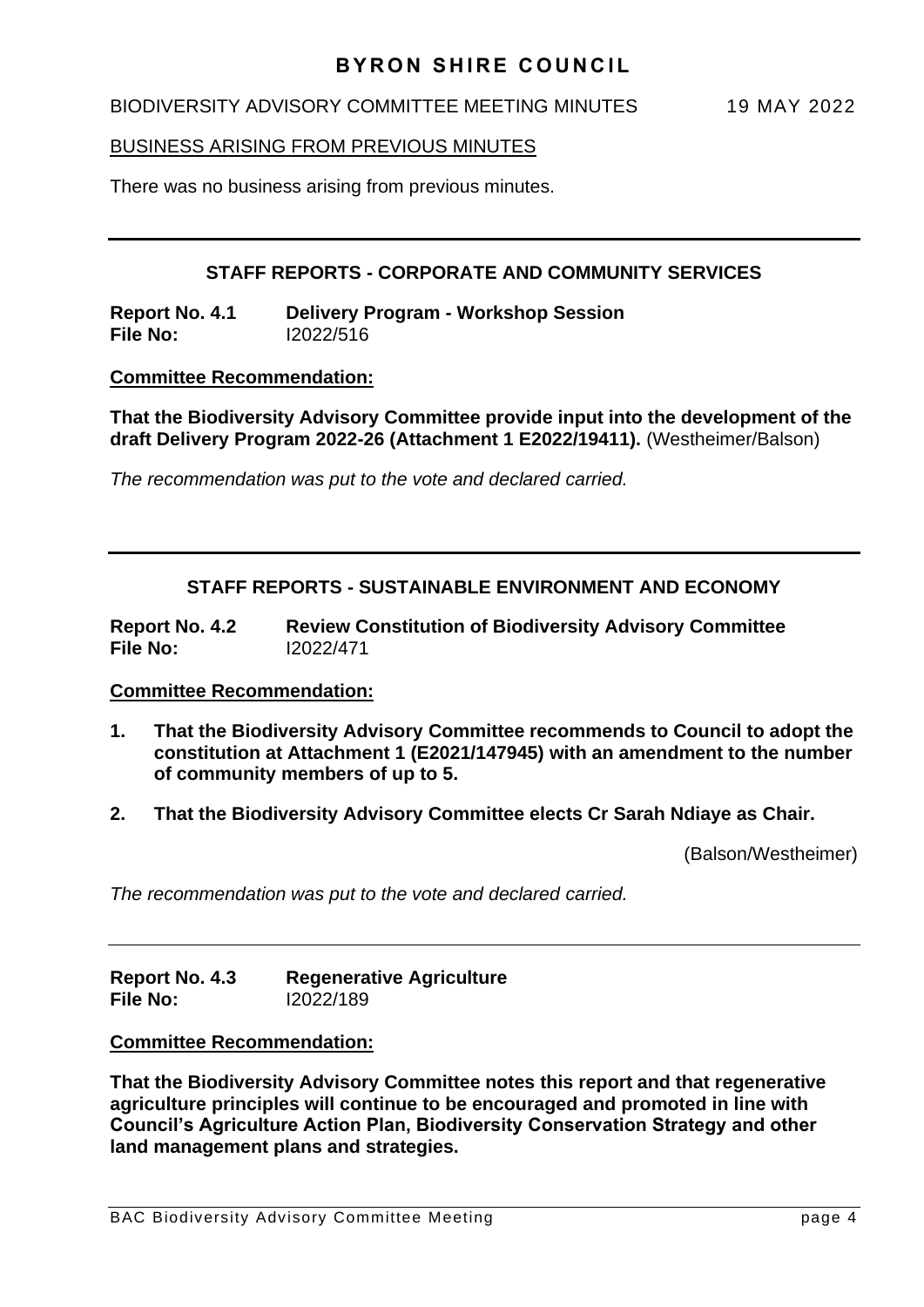## BUSINESS ARISING FROM PREVIOUS MINUTES

There was no business arising from previous minutes.

---

## STAFF REPORTS - CORPORATE AND COMMUNITY SERVICES

**Report No. 4.1 Delivery Program - Workshop Session**
**File No:** I2022/516

**Committee Recommendation:**

**That the Biodiversity Advisory Committee provide input into the development of the draft Delivery Program 2022-26 (Attachment 1 E2022/19411).** (Westheimer/Balson)

*The recommendation was put to the vote and declared carried.*

---

## STAFF REPORTS - SUSTAINABLE ENVIRONMENT AND ECONOMY

**Report No. 4.2 Review Constitution of Biodiversity Advisory Committee**
**File No:** I2022/471

**Committee Recommendation:**

1. **That the Biodiversity Advisory Committee recommends to Council to adopt the constitution at Attachment 1 (E2021/147945) with an amendment to the number of community members of up to 5.**
2. **That the Biodiversity Advisory Committee elects Cr Sarah Ndiaye as Chair.**

(Balson/Westheimer)

*The recommendation was put to the vote and declared carried.*

---

**Report No. 4.3 Regenerative Agriculture**
**File No:** I2022/189

**Committee Recommendation:**

**That the Biodiversity Advisory Committee notes this report and that regenerative agriculture principles will continue to be encouraged and promoted in line with Council's Agriculture Action Plan, Biodiversity Conservation Strategy and other land management plans and strategies.**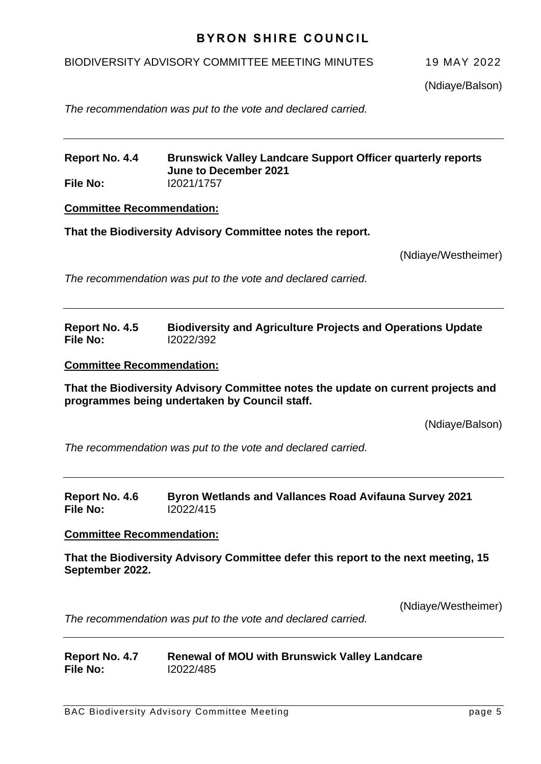(Ndiaye/Balson)

*The recommendation was put to the vote and declared carried.*

---

**Report No. 4.4 Brunswick Valley Landcare Support Officer quarterly reports June to December 2021**
**File No:** I2021/1757

**Committee Recommendation:**

**That the Biodiversity Advisory Committee notes the report.**

(Ndiaye/Westheimer)

*The recommendation was put to the vote and declared carried.*

---

**Report No. 4.5 Biodiversity and Agriculture Projects and Operations Update**
**File No:** I2022/392

**Committee Recommendation:**

**That the Biodiversity Advisory Committee notes the update on current projects and programmes being undertaken by Council staff.**

(Ndiaye/Balson)

*The recommendation was put to the vote and declared carried.*

---

**Report No. 4.6 Byron Wetlands and Vallances Road Avifauna Survey 2021**
**File No:** I2022/415

**Committee Recommendation:**

**That the Biodiversity Advisory Committee defer this report to the next meeting, 15 September 2022.**

(Ndiaye/Westheimer)

*The recommendation was put to the vote and declared carried.*

---

**Report No. 4.7 Renewal of MOU with Brunswick Valley Landcare**
**File No:** I2022/485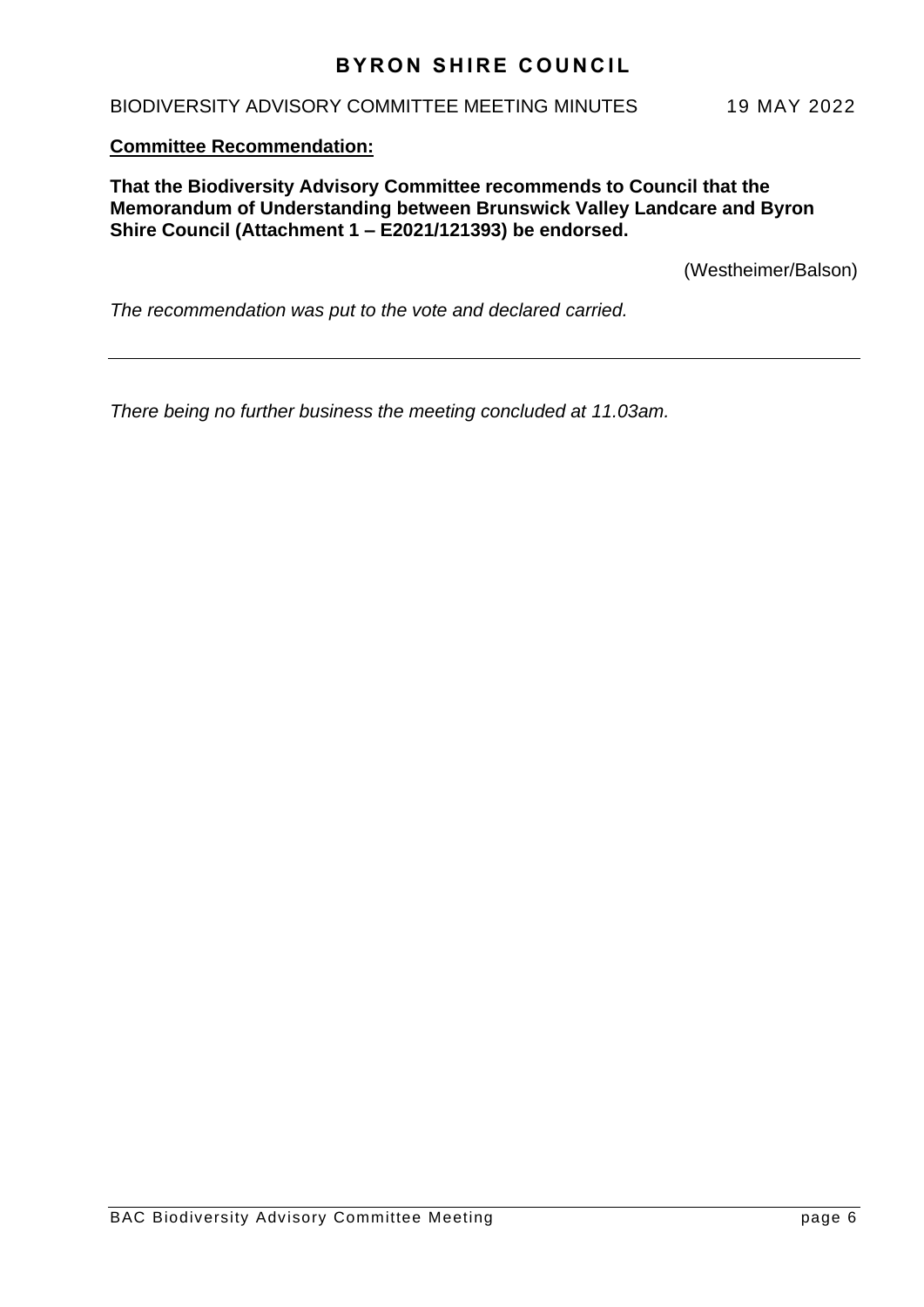**Committee Recommendation:**

**That the Biodiversity Advisory Committee recommends to Council that the Memorandum of Understanding between Brunswick Valley Landcare and Byron Shire Council (Attachment 1 – E2021/121393) be endorsed.**

(Westheimer/Balson)

*The recommendation was put to the vote and declared carried.*

---

*There being no further business the meeting concluded at 11.03am.*